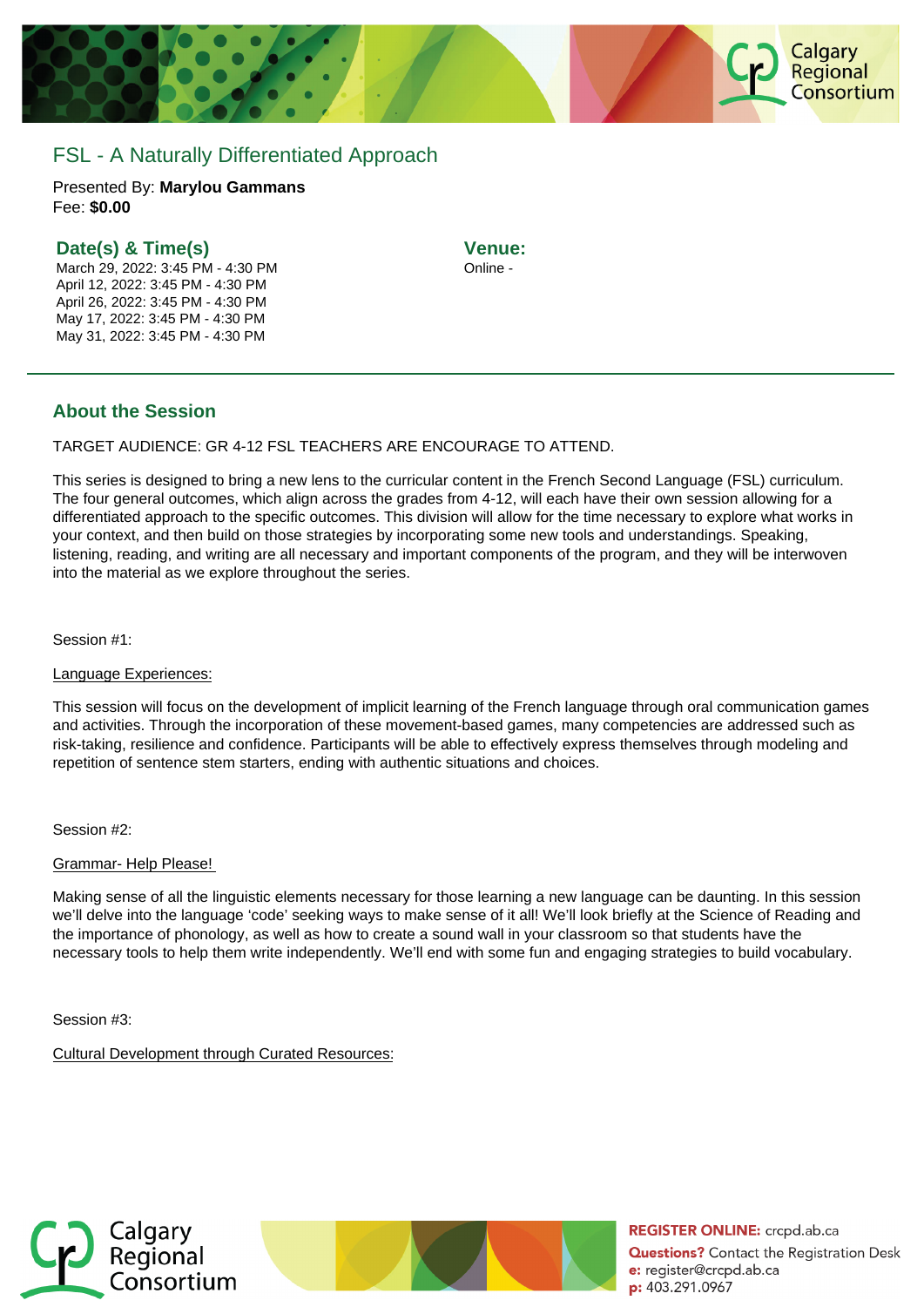# FSL - A Naturally Differentiated Approach

Presented By: **Marylou Gammans**
Fee: **$0.00**

### Date(s) & Time(s)

March 29, 2022: 3:45 PM - 4:30 PM
April 12, 2022: 3:45 PM - 4:30 PM
April 26, 2022: 3:45 PM - 4:30 PM
May 17, 2022: 3:45 PM - 4:30 PM
May 31, 2022: 3:45 PM - 4:30 PM

### Venue:

Online -

---

## About the Session

TARGET AUDIENCE: GR 4-12 FSL TEACHERS ARE ENCOURAGE TO ATTEND.

This series is designed to bring a new lens to the curricular content in the French Second Language (FSL) curriculum. The four general outcomes, which align across the grades from 4-12, will each have their own session allowing for a differentiated approach to the specific outcomes. This division will allow for the time necessary to explore what works in your context, and then build on those strategies by incorporating some new tools and understandings. Speaking, listening, reading, and writing are all necessary and important components of the program, and they will be interwoven into the material as we explore throughout the series.

Session #1:

Language Experiences:

This session will focus on the development of implicit learning of the French language through oral communication games and activities. Through the incorporation of these movement-based games, many competencies are addressed such as risk-taking, resilience and confidence. Participants will be able to effectively express themselves through modeling and repetition of sentence stem starters, ending with authentic situations and choices.

Session #2:

Grammar- Help Please!

Making sense of all the linguistic elements necessary for those learning a new language can be daunting. In this session we'll delve into the language 'code' seeking ways to make sense of it all! We'll look briefly at the Science of Reading and the importance of phonology, as well as how to create a sound wall in your classroom so that students have the necessary tools to help them write independently. We'll end with some fun and engaging strategies to build vocabulary.

Session #3:

Cultural Development through Curated Resources: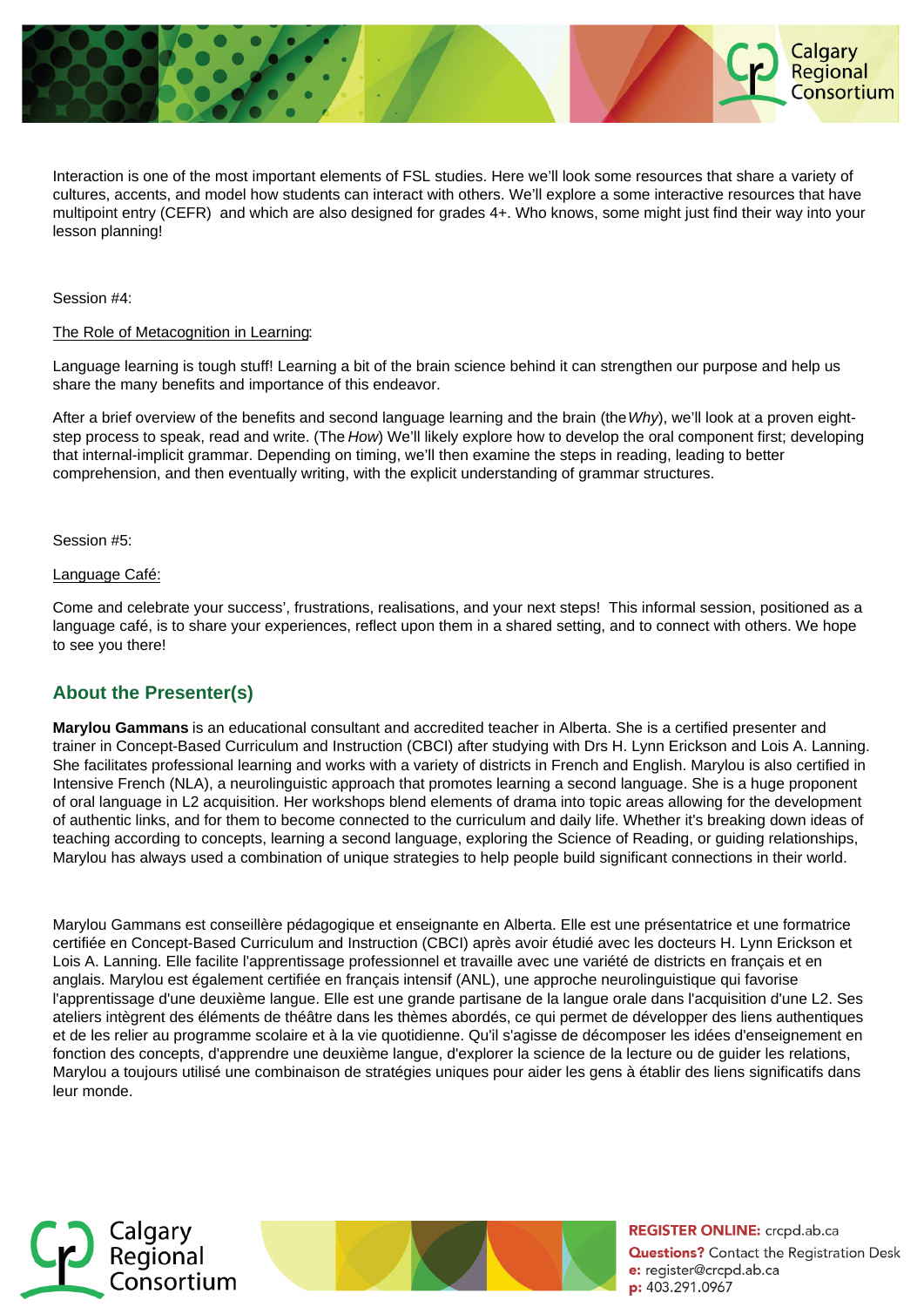Interaction is one of the most important elements of FSL studies. Here we'll look some resources that share a variety of cultures, accents, and model how students can interact with others. We'll explore a some interactive resources that have multipoint entry (CEFR) and which are also designed for grades 4+. Who knows, some might just find their way into your lesson planning!

Session #4:

The Role of Metacognition in Learning:

Language learning is tough stuff! Learning a bit of the brain science behind it can strengthen our purpose and help us share the many benefits and importance of this endeavor.

After a brief overview of the benefits and second language learning and the brain (the *Why*), we'll look at a proven eight-step process to speak, read and write. (The *How*) We'll likely explore how to develop the oral component first; developing that internal-implicit grammar. Depending on timing, we'll then examine the steps in reading, leading to better comprehension, and then eventually writing, with the explicit understanding of grammar structures.

Session #5:

Language Café:

Come and celebrate your success', frustrations, realisations, and your next steps! This informal session, positioned as a language café, is to share your experiences, reflect upon them in a shared setting, and to connect with others. We hope to see you there!

## About the Presenter(s)

**Marylou Gammans** is an educational consultant and accredited teacher in Alberta. She is a certified presenter and trainer in Concept-Based Curriculum and Instruction (CBCI) after studying with Drs H. Lynn Erickson and Lois A. Lanning. She facilitates professional learning and works with a variety of districts in French and English. Marylou is also certified in Intensive French (NLA), a neurolinguistic approach that promotes learning a second language. She is a huge proponent of oral language in L2 acquisition. Her workshops blend elements of drama into topic areas allowing for the development of authentic links, and for them to become connected to the curriculum and daily life. Whether it's breaking down ideas of teaching according to concepts, learning a second language, exploring the Science of Reading, or guiding relationships, Marylou has always used a combination of unique strategies to help people build significant connections in their world.

Marylou Gammans est conseillère pédagogique et enseignante en Alberta. Elle est une présentatrice et une formatrice certifiée en Concept-Based Curriculum and Instruction (CBCI) après avoir étudié avec les docteurs H. Lynn Erickson et Lois A. Lanning. Elle facilite l'apprentissage professionnel et travaille avec une variété de districts en français et en anglais. Marylou est également certifiée en français intensif (ANL), une approche neurolinguistique qui favorise l'apprentissage d'une deuxième langue. Elle est une grande partisane de la langue orale dans l'acquisition d'une L2. Ses ateliers intègrent des éléments de théâtre dans les thèmes abordés, ce qui permet de développer des liens authentiques et de les relier au programme scolaire et à la vie quotidienne. Qu'il s'agisse de décomposer les idées d'enseignement en fonction des concepts, d'apprendre une deuxième langue, d'explorer la science de la lecture ou de guider les relations, Marylou a toujours utilisé une combinaison de stratégies uniques pour aider les gens à établir des liens significatifs dans leur monde.

**REGISTER ONLINE:** crcpd.ab.ca
**Questions?** Contact the Registration Desk
**e:** register@crcpd.ab.ca
**p:** 403.291.0967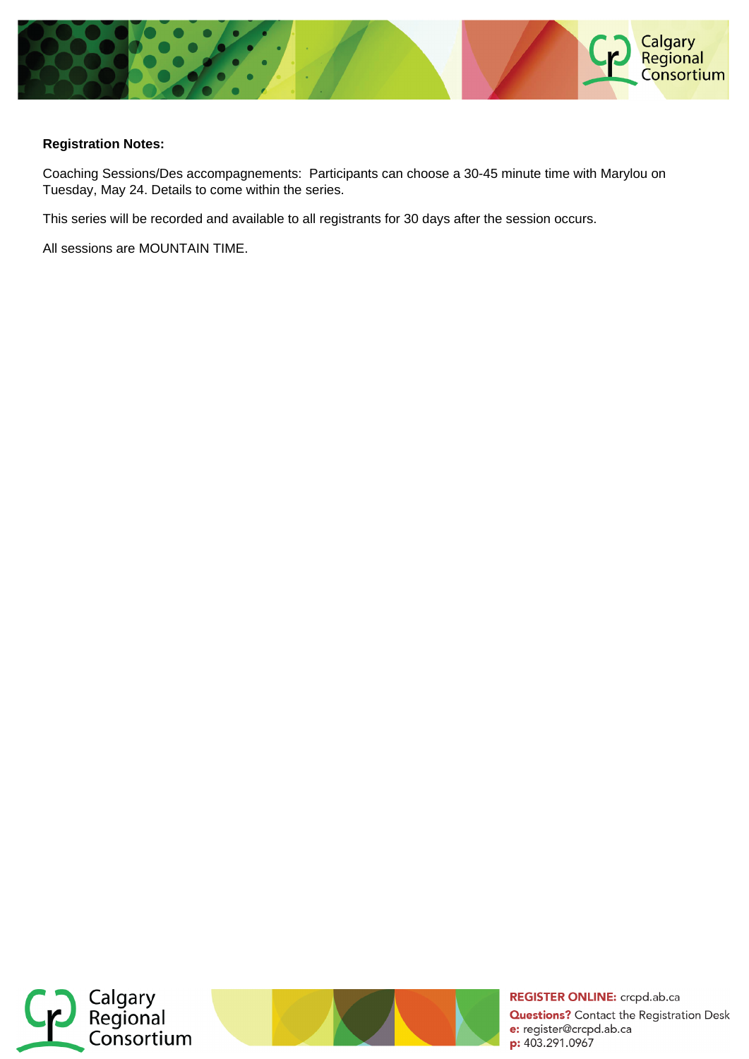**Registration Notes:**

Coaching Sessions/Des accompagnements:  Participants can choose a 30-45 minute time with Marylou on Tuesday, May 24. Details to come within the series.

This series will be recorded and available to all registrants for 30 days after the session occurs.

All sessions are MOUNTAIN TIME.

**REGISTER ONLINE:** crcpd.ab.ca
**Questions?** Contact the Registration Desk
**e:** register@crcpd.ab.ca
**p:** 403.291.0967